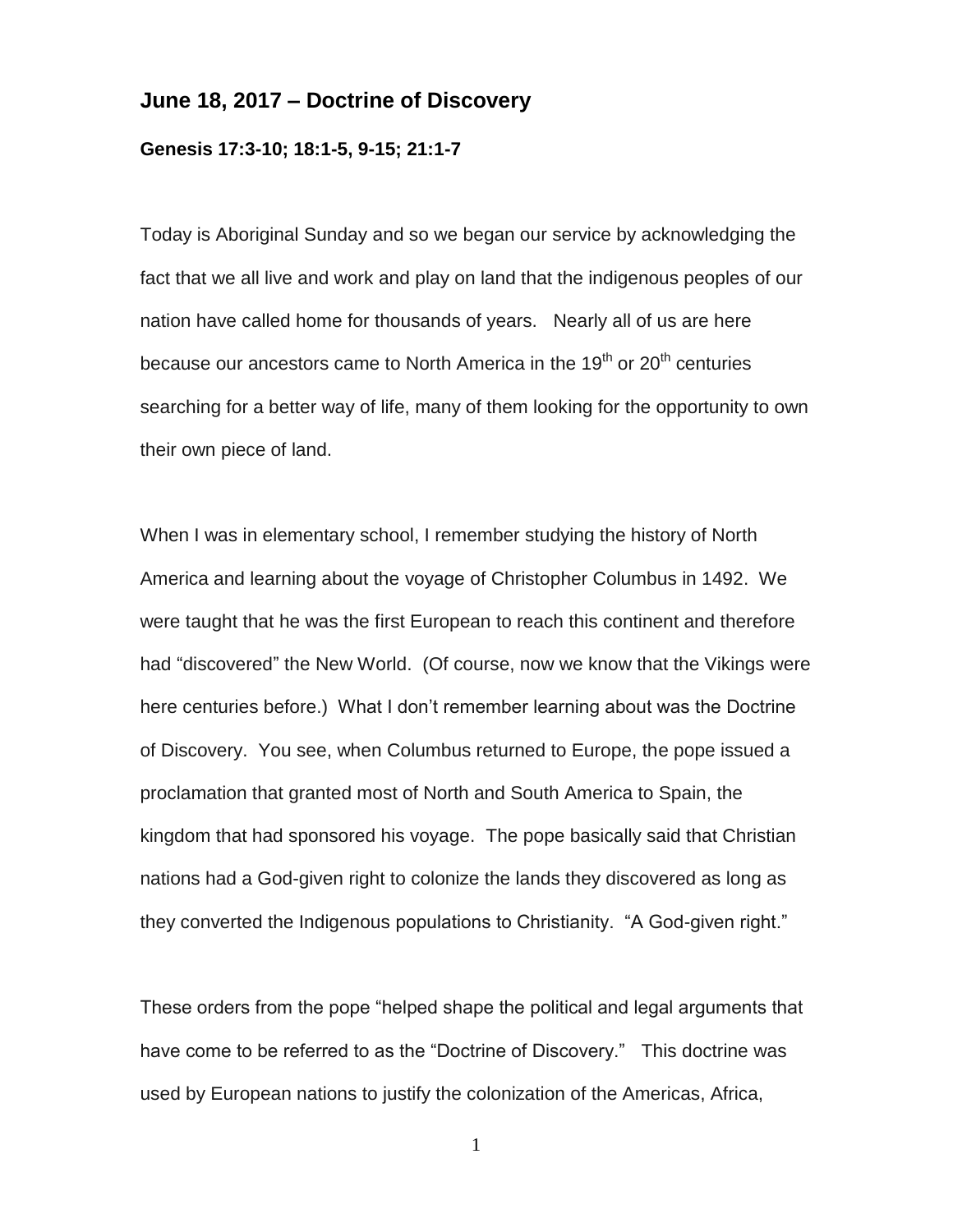## June 18, 2017 – Doctrine of Discovery

**Genesis 17:3-10; 18:1-5, 9-15; 21:1-7**

Today is Aboriginal Sunday and so we began our service by acknowledging the fact that we all live and work and play on land that the indigenous peoples of our nation have called home for thousands of years. Nearly all of us are here because our ancestors came to North America in the 19th or 20th centuries searching for a better way of life, many of them looking for the opportunity to own their own piece of land.

When I was in elementary school, I remember studying the history of North America and learning about the voyage of Christopher Columbus in 1492. We were taught that he was the first European to reach this continent and therefore had "discovered" the New World. (Of course, now we know that the Vikings were here centuries before.) What I don't remember learning about was the Doctrine of Discovery. You see, when Columbus returned to Europe, the pope issued a proclamation that granted most of North and South America to Spain, the kingdom that had sponsored his voyage. The pope basically said that Christian nations had a God-given right to colonize the lands they discovered as long as they converted the Indigenous populations to Christianity. "A God-given right."

These orders from the pope "helped shape the political and legal arguments that have come to be referred to as the "Doctrine of Discovery." This doctrine was used by European nations to justify the colonization of the Americas, Africa,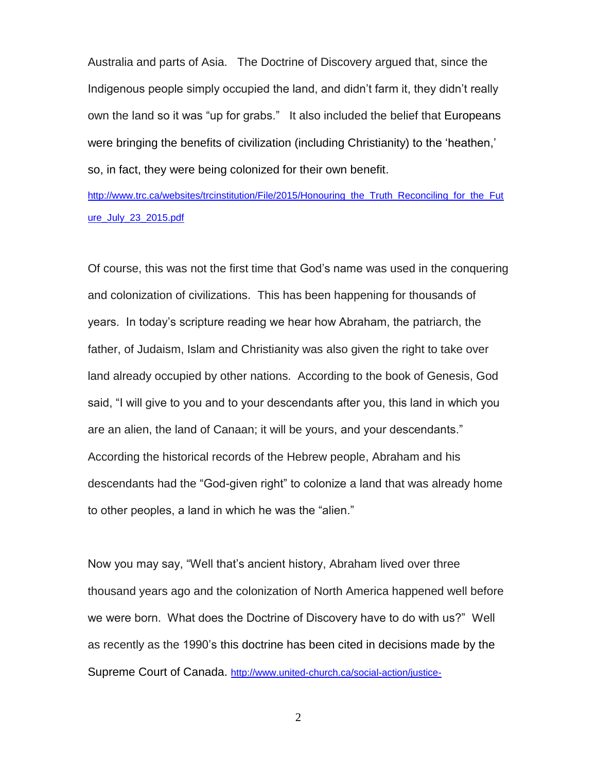Australia and parts of Asia. The Doctrine of Discovery argued that, since the Indigenous people simply occupied the land, and didn't farm it, they didn't really own the land so it was "up for grabs." It also included the belief that Europeans were bringing the benefits of civilization (including Christianity) to the 'heathen,' so, in fact, they were being colonized for their own benefit.

http://www.trc.ca/websites/trcinstitution/File/2015/Honouring_the_Truth_Reconciling_for_the_Future_July_23_2015.pdf

Of course, this was not the first time that God's name was used in the conquering and colonization of civilizations. This has been happening for thousands of years. In today's scripture reading we hear how Abraham, the patriarch, the father, of Judaism, Islam and Christianity was also given the right to take over land already occupied by other nations. According to the book of Genesis, God said, "I will give to you and to your descendants after you, this land in which you are an alien, the land of Canaan; it will be yours, and your descendants." According the historical records of the Hebrew people, Abraham and his descendants had the "God-given right" to colonize a land that was already home to other peoples, a land in which he was the "alien."

Now you may say, "Well that's ancient history, Abraham lived over three thousand years ago and the colonization of North America happened well before we were born. What does the Doctrine of Discovery have to do with us?" Well as recently as the 1990's this doctrine has been cited in decisions made by the Supreme Court of Canada. http://www.united-church.ca/social-action/justice-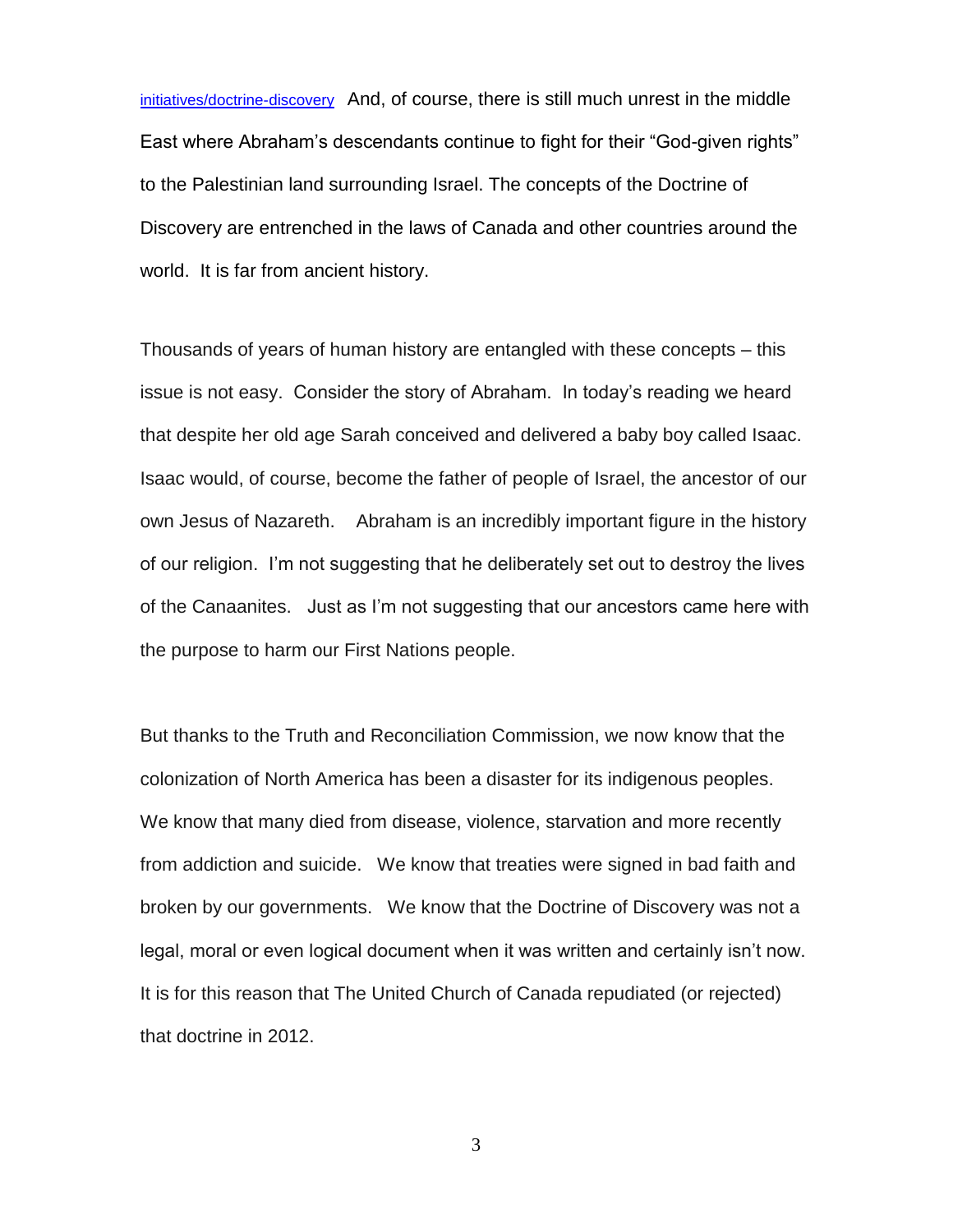initiatives/doctrine-discovery And, of course, there is still much unrest in the middle East where Abraham's descendants continue to fight for their "God-given rights" to the Palestinian land surrounding Israel. The concepts of the Doctrine of Discovery are entrenched in the laws of Canada and other countries around the world. It is far from ancient history.

Thousands of years of human history are entangled with these concepts – this issue is not easy. Consider the story of Abraham. In today's reading we heard that despite her old age Sarah conceived and delivered a baby boy called Isaac. Isaac would, of course, become the father of people of Israel, the ancestor of our own Jesus of Nazareth. Abraham is an incredibly important figure in the history of our religion. I'm not suggesting that he deliberately set out to destroy the lives of the Canaanites. Just as I'm not suggesting that our ancestors came here with the purpose to harm our First Nations people.

But thanks to the Truth and Reconciliation Commission, we now know that the colonization of North America has been a disaster for its indigenous peoples. We know that many died from disease, violence, starvation and more recently from addiction and suicide. We know that treaties were signed in bad faith and broken by our governments. We know that the Doctrine of Discovery was not a legal, moral or even logical document when it was written and certainly isn't now. It is for this reason that The United Church of Canada repudiated (or rejected) that doctrine in 2012.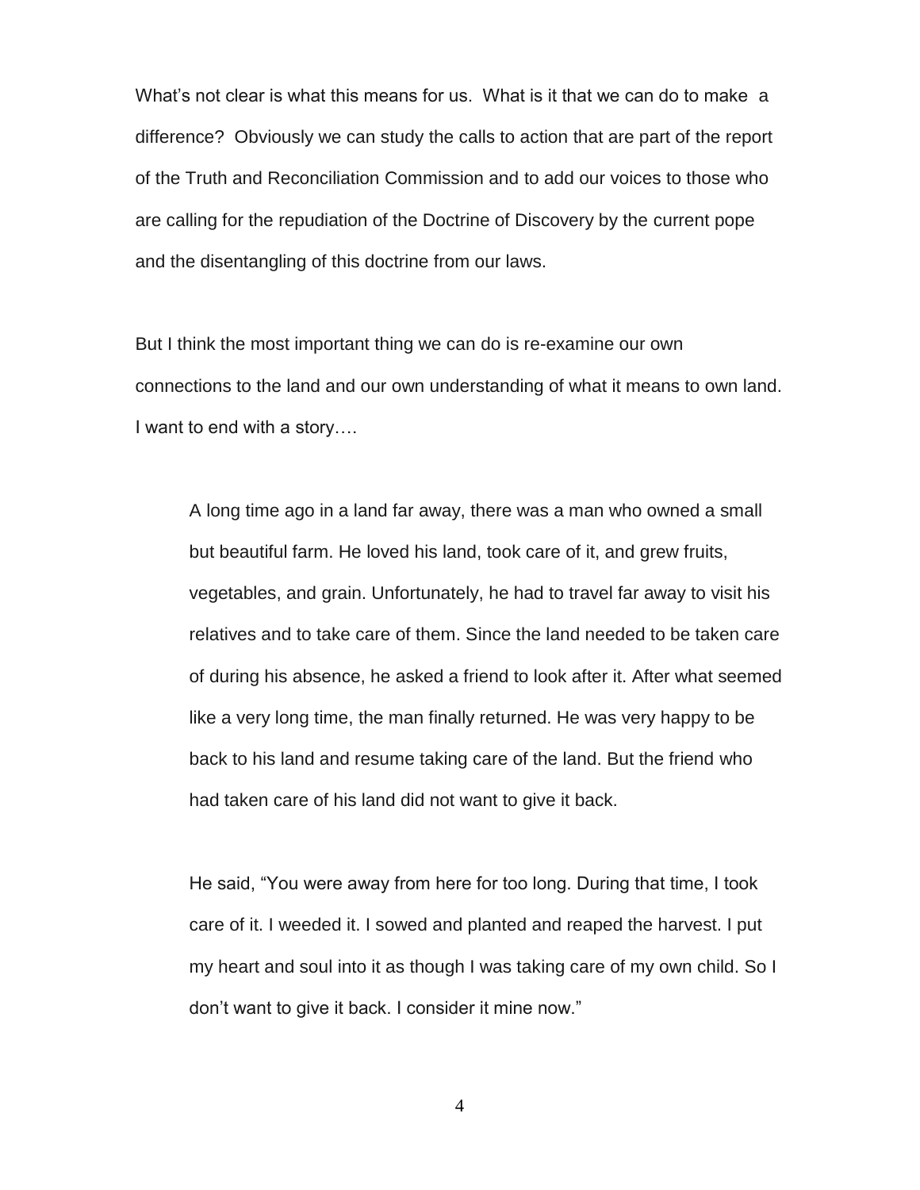What's not clear is what this means for us. What is it that we can do to make a difference? Obviously we can study the calls to action that are part of the report of the Truth and Reconciliation Commission and to add our voices to those who are calling for the repudiation of the Doctrine of Discovery by the current pope and the disentangling of this doctrine from our laws.

But I think the most important thing we can do is re-examine our own connections to the land and our own understanding of what it means to own land. I want to end with a story….

> A long time ago in a land far away, there was a man who owned a small but beautiful farm. He loved his land, took care of it, and grew fruits, vegetables, and grain. Unfortunately, he had to travel far away to visit his relatives and to take care of them. Since the land needed to be taken care of during his absence, he asked a friend to look after it. After what seemed like a very long time, the man finally returned. He was very happy to be back to his land and resume taking care of the land. But the friend who had taken care of his land did not want to give it back.
>
> He said, "You were away from here for too long. During that time, I took care of it. I weeded it. I sowed and planted and reaped the harvest. I put my heart and soul into it as though I was taking care of my own child. So I don't want to give it back. I consider it mine now."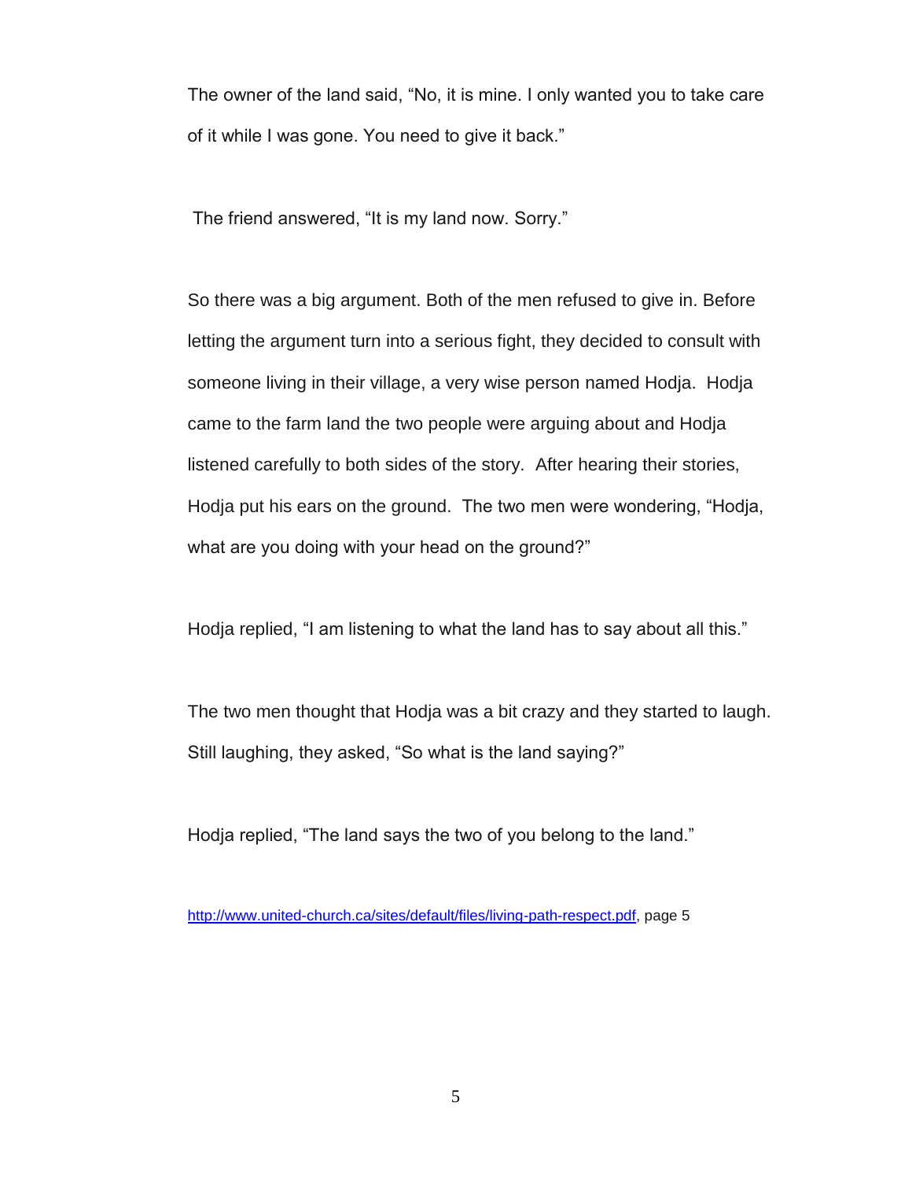The owner of the land said, “No, it is mine. I only wanted you to take care of it while I was gone. You need to give it back.”

The friend answered, “It is my land now. Sorry.”

So there was a big argument. Both of the men refused to give in. Before letting the argument turn into a serious fight, they decided to consult with someone living in their village, a very wise person named Hodja. Hodja came to the farm land the two people were arguing about and Hodja listened carefully to both sides of the story. After hearing their stories, Hodja put his ears on the ground. The two men were wondering, “Hodja, what are you doing with your head on the ground?”

Hodja replied, “I am listening to what the land has to say about all this.”

The two men thought that Hodja was a bit crazy and they started to laugh. Still laughing, they asked, “So what is the land saying?”

Hodja replied, “The land says the two of you belong to the land.”

http://www.united-church.ca/sites/default/files/living-path-respect.pdf, page 5